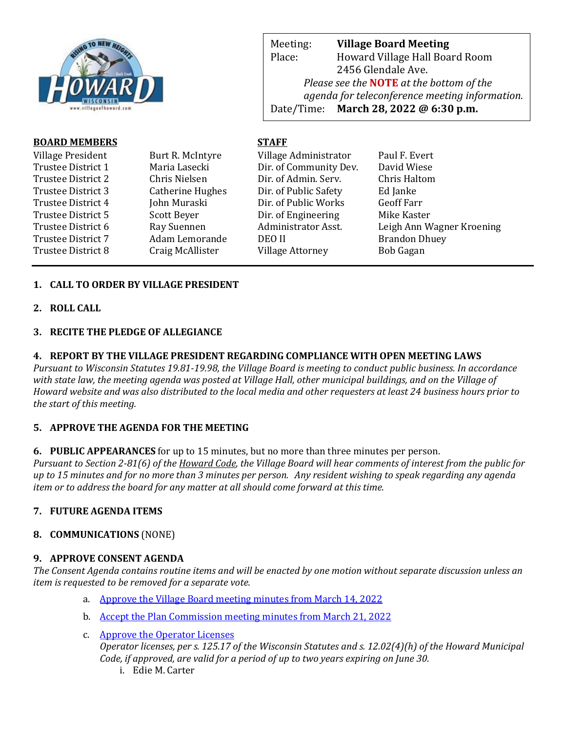| | |
|---|---|
| Meeting: | **Village Board Meeting** |
| Place: | Howard Village Hall Board Room<br>2456 Glendale Ave. |
| | *Please see the* ***NOTE*** *at the bottom of the agenda for teleconference meeting information.* |
| Date/Time: | **March 28, 2022 @ 6:30 p.m.** |

| **BOARD MEMBERS** | | **STAFF** | |
|---|---|---|---|
| Village President | Burt R. McIntyre | Village Administrator | Paul F. Evert |
| Trustee District 1 | Maria Lasecki | Dir. of Community Dev. | David Wiese |
| Trustee District 2 | Chris Nielsen | Dir. of Admin. Serv. | Chris Haltom |
| Trustee District 3 | Catherine Hughes | Dir. of Public Safety | Ed Janke |
| Trustee District 4 | John Muraski | Dir. of Public Works | Geoff Farr |
| Trustee District 5 | Scott Beyer | Dir. of Engineering | Mike Kaster |
| Trustee District 6 | Ray Suennen | Administrator Asst. | Leigh Ann Wagner Kroening |
| Trustee District 7 | Adam Lemorande | DEO II | Brandon Dhuey |
| Trustee District 8 | Craig McAllister | Village Attorney | Bob Gagan |

---

**1. CALL TO ORDER BY VILLAGE PRESIDENT**

**2. ROLL CALL**

**3. RECITE THE PLEDGE OF ALLEGIANCE**

**4. REPORT BY THE VILLAGE PRESIDENT REGARDING COMPLIANCE WITH OPEN MEETING LAWS**

*Pursuant to Wisconsin Statutes 19.81-19.98, the Village Board is meeting to conduct public business. In accordance with state law, the meeting agenda was posted at Village Hall, other municipal buildings, and on the Village of Howard website and was also distributed to the local media and other requesters at least 24 business hours prior to the start of this meeting.*

**5. APPROVE THE AGENDA FOR THE MEETING**

**6. PUBLIC APPEARANCES** for up to 15 minutes, but no more than three minutes per person.

*Pursuant to Section 2-81(6) of the Howard Code, the Village Board will hear comments of interest from the public for up to 15 minutes and for no more than 3 minutes per person. Any resident wishing to speak regarding any agenda item or to address the board for any matter at all should come forward at this time.*

**7. FUTURE AGENDA ITEMS**

**8. COMMUNICATIONS** (NONE)

**9. APPROVE CONSENT AGENDA**

*The Consent Agenda contains routine items and will be enacted by one motion without separate discussion unless an item is requested to be removed for a separate vote.*

a. Approve the Village Board meeting minutes from March 14, 2022

b. Accept the Plan Commission meeting minutes from March 21, 2022

c. Approve the Operator Licenses
*Operator licenses, per s. 125.17 of the Wisconsin Statutes and s. 12.02(4)(h) of the Howard Municipal Code, if approved, are valid for a period of up to two years expiring on June 30.*
   i. Edie M. Carter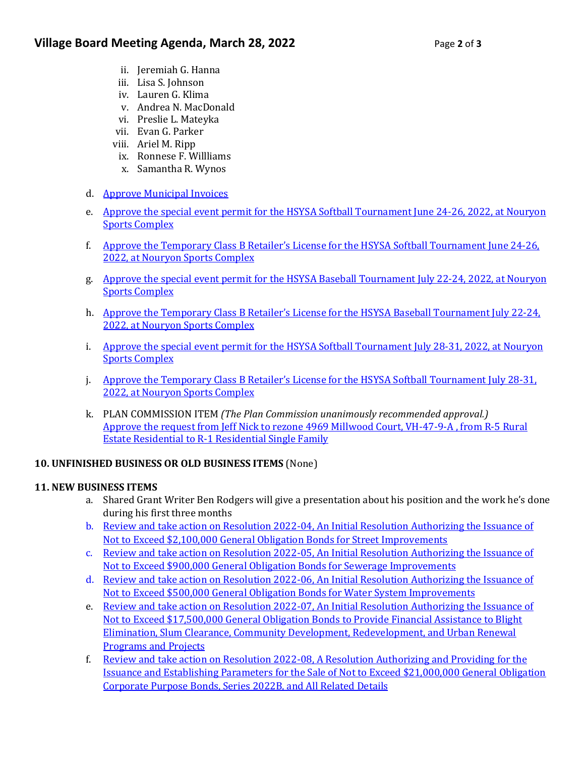ii. Jeremiah G. Hanna
iii. Lisa S. Johnson
iv. Lauren G. Klima
v. Andrea N. MacDonald
vi. Preslie L. Mateyka
vii. Evan G. Parker
viii. Ariel M. Ripp
ix. Ronnese F. Willliams
x. Samantha R. Wynos

d. Approve Municipal Invoices

e. Approve the special event permit for the HSYSA Softball Tournament June 24-26, 2022, at Nouryon Sports Complex

f. Approve the Temporary Class B Retailer's License for the HSYSA Softball Tournament June 24-26, 2022, at Nouryon Sports Complex

g. Approve the special event permit for the HSYSA Baseball Tournament July 22-24, 2022, at Nouryon Sports Complex

h. Approve the Temporary Class B Retailer's License for the HSYSA Baseball Tournament July 22-24, 2022, at Nouryon Sports Complex

i. Approve the special event permit for the HSYSA Softball Tournament July 28-31, 2022, at Nouryon Sports Complex

j. Approve the Temporary Class B Retailer's License for the HSYSA Softball Tournament July 28-31, 2022, at Nouryon Sports Complex

k. PLAN COMMISSION ITEM *(The Plan Commission unanimously recommended approval.)* Approve the request from Jeff Nick to rezone 4969 Millwood Court, VH-47-9-A , from R-5 Rural Estate Residential to R-1 Residential Single Family

**10. UNFINISHED BUSINESS OR OLD BUSINESS ITEMS** (None)

**11. NEW BUSINESS ITEMS**

a. Shared Grant Writer Ben Rodgers will give a presentation about his position and the work he's done during his first three months
b. Review and take action on Resolution 2022-04, An Initial Resolution Authorizing the Issuance of Not to Exceed $2,100,000 General Obligation Bonds for Street Improvements
c. Review and take action on Resolution 2022-05, An Initial Resolution Authorizing the Issuance of Not to Exceed $900,000 General Obligation Bonds for Sewerage Improvements
d. Review and take action on Resolution 2022-06, An Initial Resolution Authorizing the Issuance of Not to Exceed $500,000 General Obligation Bonds for Water System Improvements
e. Review and take action on Resolution 2022-07, An Initial Resolution Authorizing the Issuance of Not to Exceed $17,500,000 General Obligation Bonds to Provide Financial Assistance to Blight Elimination, Slum Clearance, Community Development, Redevelopment, and Urban Renewal Programs and Projects
f. Review and take action on Resolution 2022-08, A Resolution Authorizing and Providing for the Issuance and Establishing Parameters for the Sale of Not to Exceed $21,000,000 General Obligation Corporate Purpose Bonds, Series 2022B, and All Related Details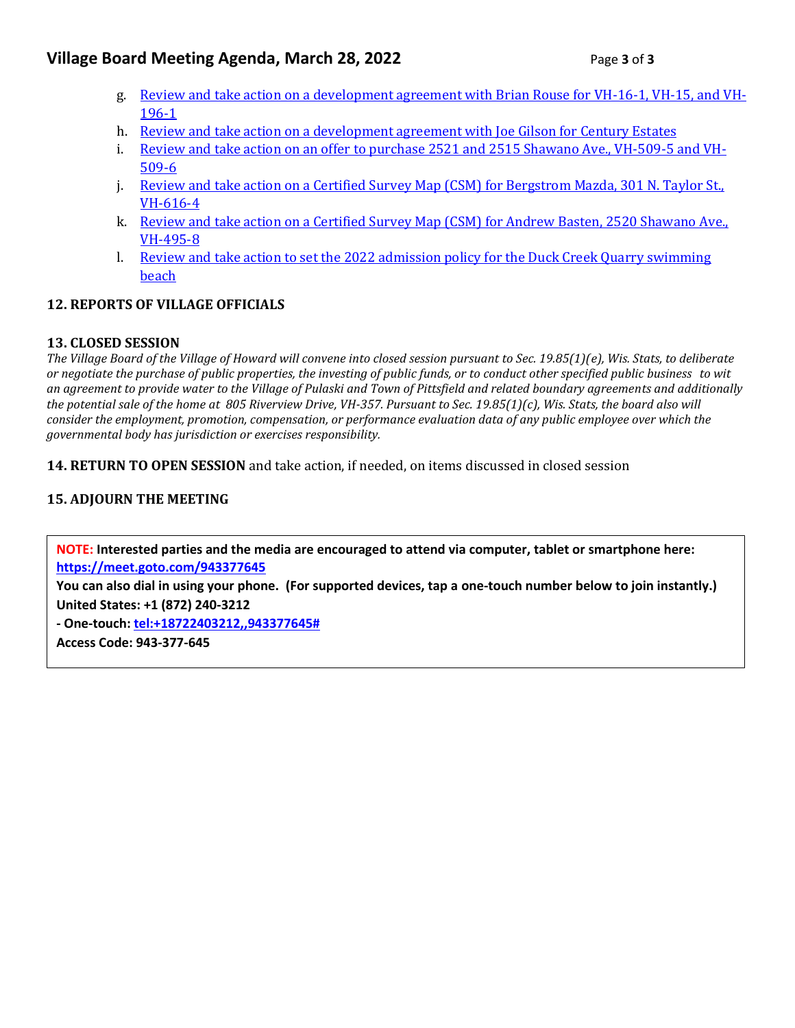g. Review and take action on a development agreement with Brian Rouse for VH-16-1, VH-15, and VH-196-1
h. Review and take action on a development agreement with Joe Gilson for Century Estates
i. Review and take action on an offer to purchase 2521 and 2515 Shawano Ave., VH-509-5 and VH-509-6
j. Review and take action on a Certified Survey Map (CSM) for Bergstrom Mazda, 301 N. Taylor St., VH-616-4
k. Review and take action on a Certified Survey Map (CSM) for Andrew Basten, 2520 Shawano Ave., VH-495-8
l. Review and take action to set the 2022 admission policy for the Duck Creek Quarry swimming beach

**12. REPORTS OF VILLAGE OFFICIALS**

**13. CLOSED SESSION**

*The Village Board of the Village of Howard will convene into closed session pursuant to Sec. 19.85(1)(e), Wis. Stats, to deliberate or negotiate the purchase of public properties, the investing of public funds, or to conduct other specified public business to wit an agreement to provide water to the Village of Pulaski and Town of Pittsfield and related boundary agreements and additionally the potential sale of the home at 805 Riverview Drive, VH-357. Pursuant to Sec. 19.85(1)(c), Wis. Stats, the board also will consider the employment, promotion, compensation, or performance evaluation data of any public employee over which the governmental body has jurisdiction or exercises responsibility.*

**14. RETURN TO OPEN SESSION** and take action, if needed, on items discussed in closed session

**15. ADJOURN THE MEETING**

**NOTE: Interested parties and the media are encouraged to attend via computer, tablet or smartphone here:**
**https://meet.goto.com/943377645**
**You can also dial in using your phone. (For supported devices, tap a one-touch number below to join instantly.)**
**United States: +1 (872) 240-3212**
**- One-touch: tel:+18722403212,,943377645#**
**Access Code: 943-377-645**